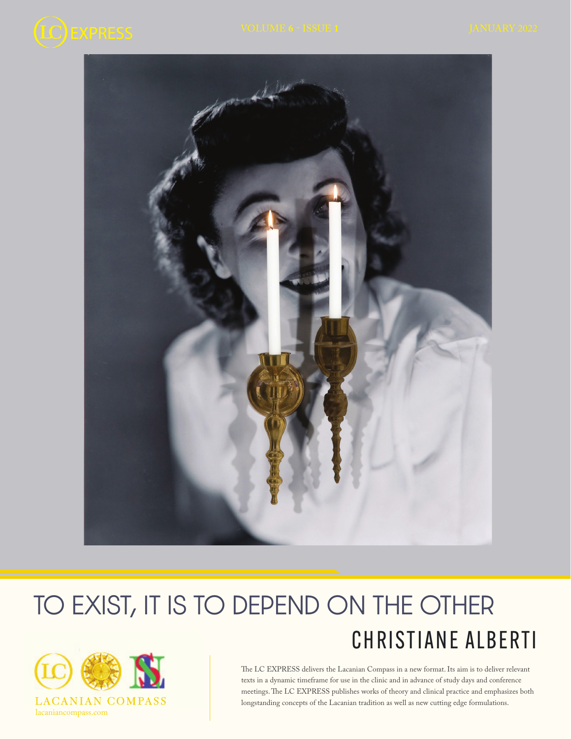# TO EXIST, IT IS TO DEPEND ON THE OTHER

## CHRISTIANE ALBERTI

LC EXPRESS

VOLUME 6 - ISSUE 1

JANUARY 2022

LACANIAN COMPASS

lacaniancompass.com

The LC EXPRESS delivers the Lacanian Compass in a new format. Its aim is to deliver relevant texts in a dynamic timeframe for use in the clinic and in advance of study days and conference meetings. The LC EXPRESS publishes works of theory and clinical practice and emphasizes both longstanding concepts of the Lacanian tradition as well as new cutting edge formulations.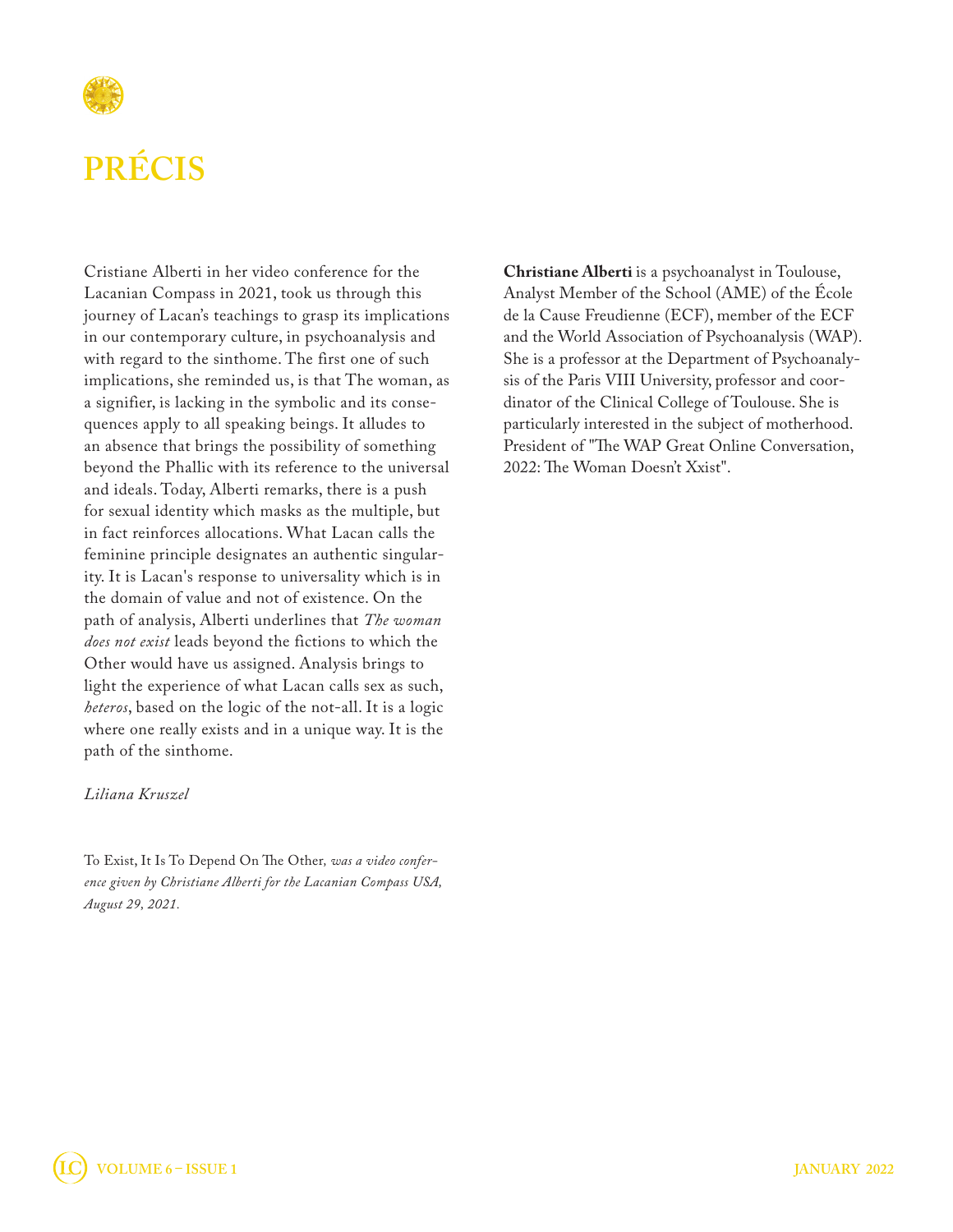# PRÉCIS

Cristiane Alberti in her video conference for the Lacanian Compass in 2021, took us through this journey of Lacan's teachings to grasp its implications in our contemporary culture, in psychoanalysis and with regard to the sinthome. The first one of such implications, she reminded us, is that The woman, as a signifier, is lacking in the symbolic and its consequences apply to all speaking beings. It alludes to an absence that brings the possibility of something beyond the Phallic with its reference to the universal and ideals. Today, Alberti remarks, there is a push for sexual identity which masks as the multiple, but in fact reinforces allocations. What Lacan calls the feminine principle designates an authentic singularity. It is Lacan's response to universality which is in the domain of value and not of existence. On the path of analysis, Alberti underlines that *The woman does not exist* leads beyond the fictions to which the Other would have us assigned. Analysis brings to light the experience of what Lacan calls sex as such, *heteros*, based on the logic of the not-all. It is a logic where one really exists and in a unique way. It is the path of the sinthome.

*Liliana Kruszel*

To Exist, It Is To Depend On The Other*, was a video conference given by Christiane Alberti for the Lacanian Compass USA, August 29, 2021.*

**Christiane Alberti** is a psychoanalyst in Toulouse, Analyst Member of the School (AME) of the École de la Cause Freudienne (ECF), member of the ECF and the World Association of Psychoanalysis (WAP). She is a professor at the Department of Psychoanalysis of the Paris VIII University, professor and coordinator of the Clinical College of Toulouse. She is particularly interested in the subject of motherhood. President of "The WAP Great Online Conversation, 2022: The Woman Doesn't Xxist".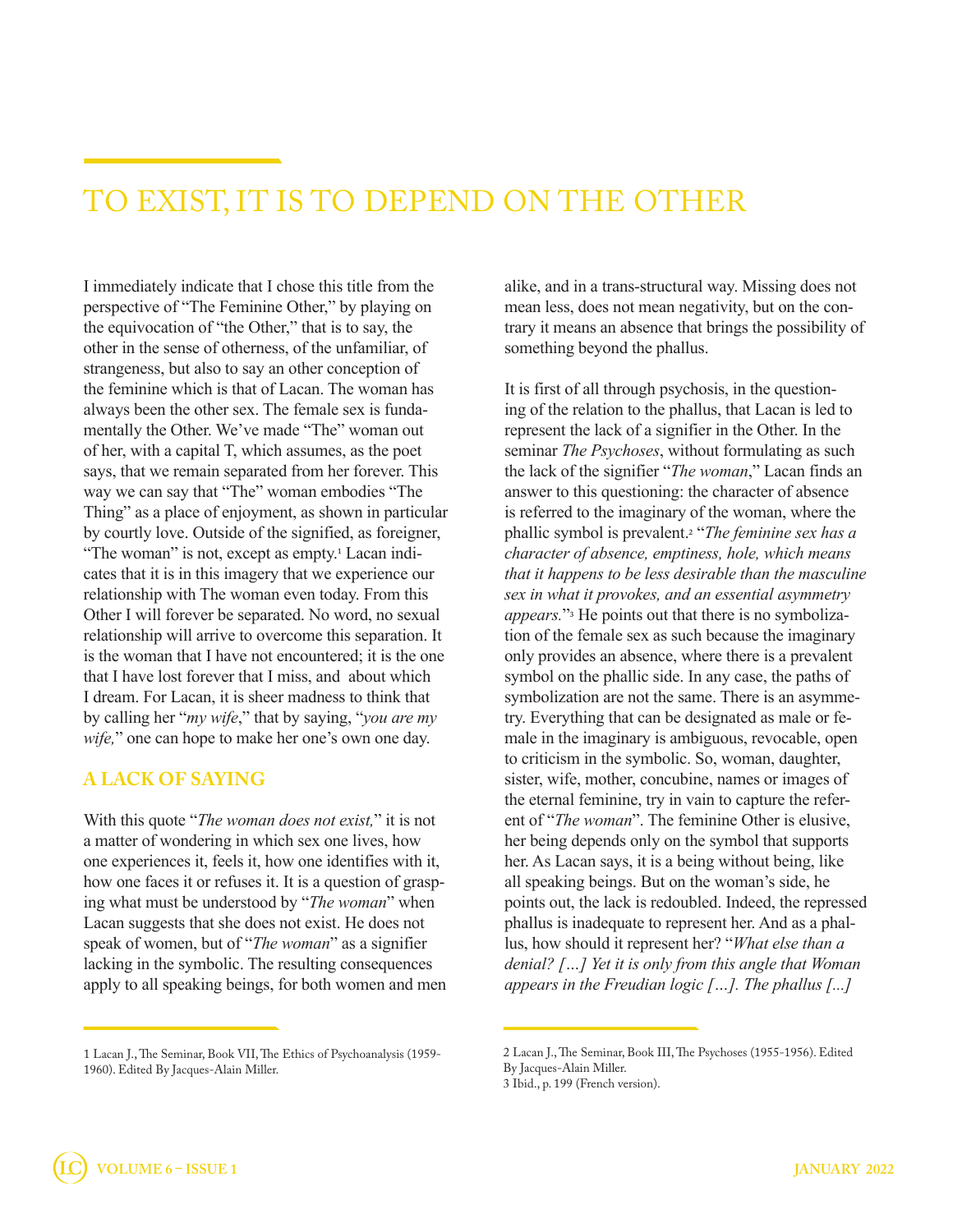# TO EXIST, IT IS TO DEPEND ON THE OTHER

I immediately indicate that I chose this title from the perspective of "The Feminine Other," by playing on the equivocation of "the Other," that is to say, the other in the sense of otherness, of the unfamiliar, of strangeness, but also to say an other conception of the feminine which is that of Lacan. The woman has always been the other sex. The female sex is fundamentally the Other. We've made "The" woman out of her, with a capital T, which assumes, as the poet says, that we remain separated from her forever. This way we can say that "The" woman embodies "The Thing" as a place of enjoyment, as shown in particular by courtly love. Outside of the signified, as foreigner, "The woman" is not, except as empty.[1] Lacan indicates that it is in this imagery that we experience our relationship with The woman even today. From this Other I will forever be separated. No word, no sexual relationship will arrive to overcome this separation. It is the woman that I have not encountered; it is the one that I have lost forever that I miss, and about which I dream. For Lacan, it is sheer madness to think that by calling her "*my wife*," that by saying, "*you are my wife,*" one can hope to make her one's own one day.

## A LACK OF SAYING

With this quote "*The woman does not exist,*" it is not a matter of wondering in which sex one lives, how one experiences it, feels it, how one identifies with it, how one faces it or refuses it. It is a question of grasping what must be understood by "*The woman*" when Lacan suggests that she does not exist. He does not speak of women, but of "*The woman*" as a signifier lacking in the symbolic. The resulting consequences apply to all speaking beings, for both women and men alike, and in a trans-structural way. Missing does not mean less, does not mean negativity, but on the contrary it means an absence that brings the possibility of something beyond the phallus.

It is first of all through psychosis, in the questioning of the relation to the phallus, that Lacan is led to represent the lack of a signifier in the Other. In the seminar *The Psychoses*, without formulating as such the lack of the signifier "*The woman*," Lacan finds an answer to this questioning: the character of absence is referred to the imaginary of the woman, where the phallic symbol is prevalent.[2] "*The feminine sex has a character of absence, emptiness, hole, which means that it happens to be less desirable than the masculine sex in what it provokes, and an essential asymmetry appears.*"[3] He points out that there is no symbolization of the female sex as such because the imaginary only provides an absence, where there is a prevalent symbol on the phallic side. In any case, the paths of symbolization are not the same. There is an asymmetry. Everything that can be designated as male or female in the imaginary is ambiguous, revocable, open to criticism in the symbolic. So, woman, daughter, sister, wife, mother, concubine, names or images of the eternal feminine, try in vain to capture the referent of "*The woman*". The feminine Other is elusive, her being depends only on the symbol that supports her. As Lacan says, it is a being without being, like all speaking beings. But on the woman's side, he points out, the lack is redoubled. Indeed, the repressed phallus is inadequate to represent her. And as a phallus, how should it represent her? "*What else than a denial? […] Yet it is only from this angle that Woman appears in the Freudian logic […]. The phallus […]*

---

1 Lacan J., The Seminar, Book VII, The Ethics of Psychoanalysis (1959-1960). Edited By Jacques-Alain Miller.

2 Lacan J., The Seminar, Book III, The Psychoses (1955-1956). Edited By Jacques-Alain Miller.

3 Ibid., p. 199 (French version).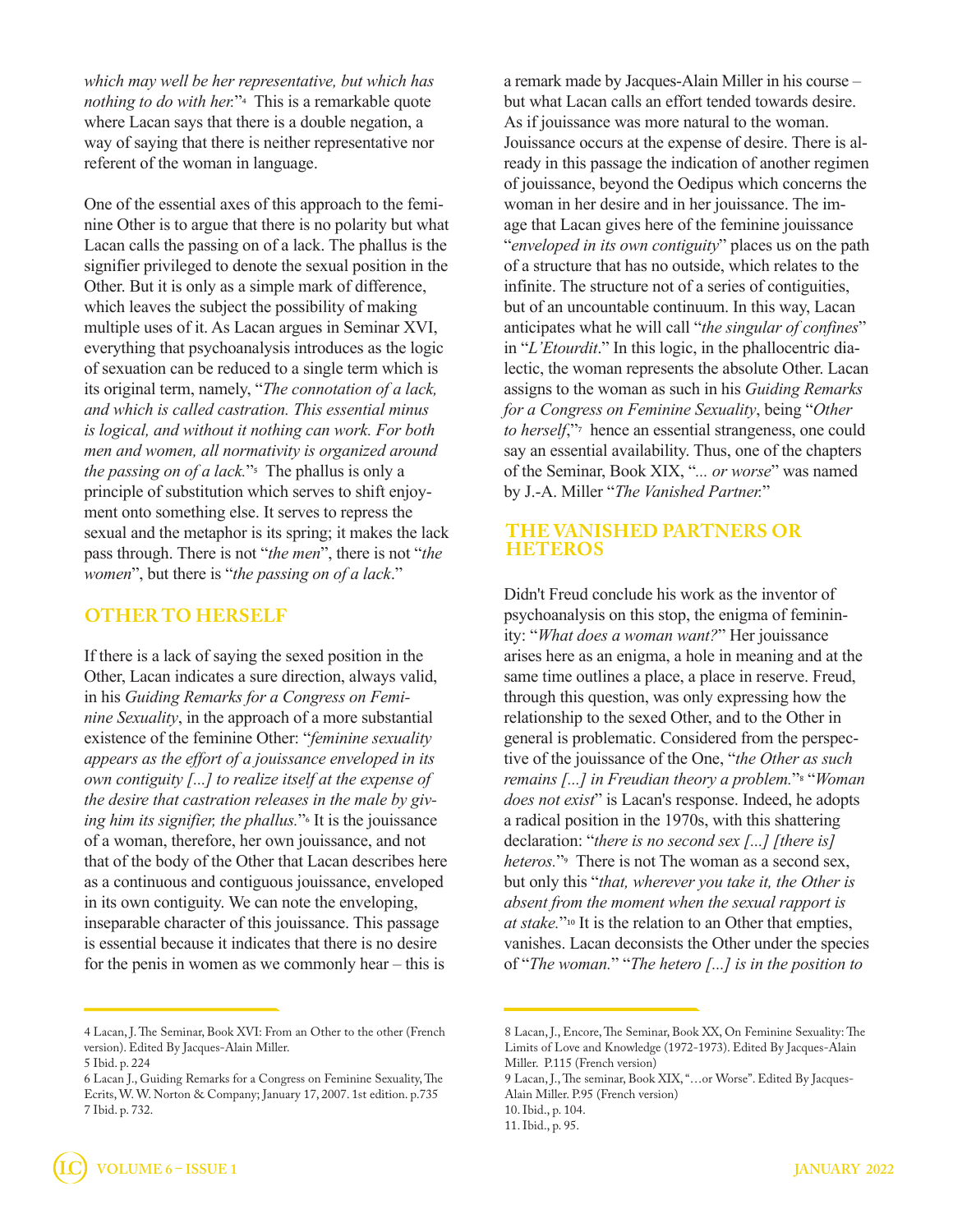*which may well be her representative, but which has nothing to do with her.*"[4] This is a remarkable quote where Lacan says that there is a double negation, a way of saying that there is neither representative nor referent of the woman in language.

One of the essential axes of this approach to the feminine Other is to argue that there is no polarity but what Lacan calls the passing on of a lack. The phallus is the signifier privileged to denote the sexual position in the Other. But it is only as a simple mark of difference, which leaves the subject the possibility of making multiple uses of it. As Lacan argues in Seminar XVI, everything that psychoanalysis introduces as the logic of sexuation can be reduced to a single term which is its original term, namely, "*The connotation of a lack, and which is called castration. This essential minus is logical, and without it nothing can work. For both men and women, all normativity is organized around the passing on of a lack.*"[5] The phallus is only a principle of substitution which serves to shift enjoyment onto something else. It serves to repress the sexual and the metaphor is its spring; it makes the lack pass through. There is not "*the men*", there is not "*the women*", but there is "*the passing on of a lack*."

## OTHER TO HERSELF

If there is a lack of saying the sexed position in the Other, Lacan indicates a sure direction, always valid, in his *Guiding Remarks for a Congress on Feminine Sexuality*, in the approach of a more substantial existence of the feminine Other: "*feminine sexuality appears as the effort of a jouissance enveloped in its own contiguity [...] to realize itself at the expense of the desire that castration releases in the male by giving him its signifier, the phallus.*"[6] It is the jouissance of a woman, therefore, her own jouissance, and not that of the body of the Other that Lacan describes here as a continuous and contiguous jouissance, enveloped in its own contiguity. We can note the enveloping, inseparable character of this jouissance. This passage is essential because it indicates that there is no desire for the penis in women as we commonly hear – this is a remark made by Jacques-Alain Miller in his course – but what Lacan calls an effort tended towards desire. As if jouissance was more natural to the woman. Jouissance occurs at the expense of desire. There is already in this passage the indication of another regimen of jouissance, beyond the Oedipus which concerns the woman in her desire and in her jouissance. The image that Lacan gives here of the feminine jouissance "*enveloped in its own contiguity*" places us on the path of a structure that has no outside, which relates to the infinite. The structure not of a series of contiguities, but of an uncountable continuum. In this way, Lacan anticipates what he will call "*the singular of confines*" in "*L'Etourdit*." In this logic, in the phallocentric dialectic, the woman represents the absolute Other. Lacan assigns to the woman as such in his *Guiding Remarks for a Congress on Feminine Sexuality*, being "*Other to herself*,"[7] hence an essential strangeness, one could say an essential availability. Thus, one of the chapters of the Seminar, Book XIX, "*... or worse*" was named by J.-A. Miller "*The Vanished Partner.*"

## THE VANISHED PARTNERS OR HETEROS

Didn't Freud conclude his work as the inventor of psychoanalysis on this stop, the enigma of femininity: "*What does a woman want?*" Her jouissance arises here as an enigma, a hole in meaning and at the same time outlines a place, a place in reserve. Freud, through this question, was only expressing how the relationship to the sexed Other, and to the Other in general is problematic. Considered from the perspective of the jouissance of the One, "*the Other as such remains [...] in Freudian theory a problem.*"[8] "*Woman does not exist*" is Lacan's response. Indeed, he adopts a radical position in the 1970s, with this shattering declaration: "*there is no second sex [...] [there is] heteros.*"[9] There is not The woman as a second sex, but only this "*that, wherever you take it, the Other is absent from the moment when the sexual rapport is at stake.*"[10] It is the relation to an Other that empties, vanishes. Lacan deconsists the Other under the species of "*The woman.*" "*The hetero [...] is in the position to*

---

4 Lacan, J. The Seminar, Book XVI: From an Other to the other (French version). Edited By Jacques-Alain Miller.
5 Ibid. p. 224
6 Lacan J., Guiding Remarks for a Congress on Feminine Sexuality, The Ecrits, W. W. Norton & Company; January 17, 2007. 1st edition. p.735
7 Ibid. p. 732.
8 Lacan, J., Encore, The Seminar, Book XX, On Feminine Sexuality: The Limits of Love and Knowledge (1972-1973). Edited By Jacques-Alain Miller. P.115 (French version)
9 Lacan, J., The seminar, Book XIX, "…or Worse". Edited By Jacques-Alain Miller. P.95 (French version)
10. Ibid., p. 104.
11. Ibid., p. 95.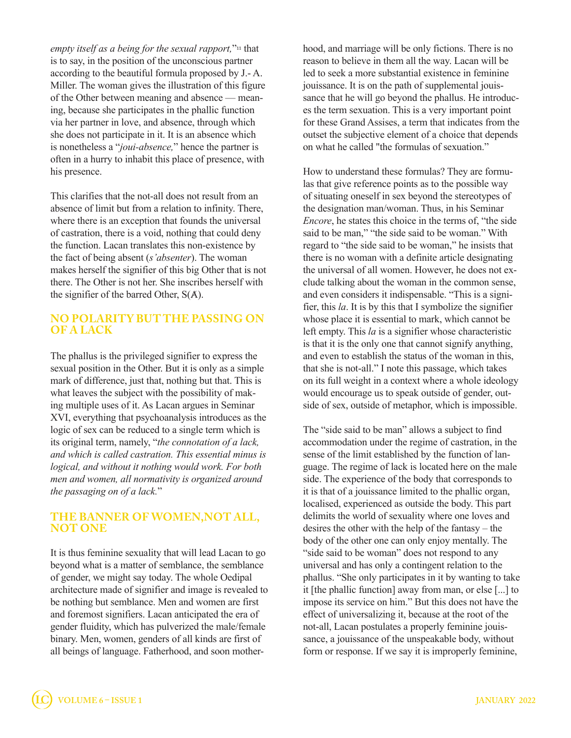*empty itself as a being for the sexual rapport,*"[11] that is to say, in the position of the unconscious partner according to the beautiful formula proposed by J.- A. Miller. The woman gives the illustration of this figure of the Other between meaning and absence — meaning, because she participates in the phallic function via her partner in love, and absence, through which she does not participate in it. It is an absence which is nonetheless a "*joui-absence,*" hence the partner is often in a hurry to inhabit this place of presence, with his presence.

This clarifies that the not-all does not result from an absence of limit but from a relation to infinity. There, where there is an exception that founds the universal of castration, there is a void, nothing that could deny the function. Lacan translates this non-existence by the fact of being absent (*s'absenter*). The woman makes herself the signifier of this big Other that is not there. The Other is not her. She inscribes herself with the signifier of the barred Other, S(Ⱥ).

## NO POLARITY BUT THE PASSING ON OF A LACK

The phallus is the privileged signifier to express the sexual position in the Other. But it is only as a simple mark of difference, just that, nothing but that. This is what leaves the subject with the possibility of making multiple uses of it. As Lacan argues in Seminar XVI, everything that psychoanalysis introduces as the logic of sex can be reduced to a single term which is its original term, namely, "*the connotation of a lack, and which is called castration. This essential minus is logical, and without it nothing would work. For both men and women, all normativity is organized around the passaging on of a lack.*"

## THE BANNER OF WOMEN,NOT ALL, NOT ONE

It is thus feminine sexuality that will lead Lacan to go beyond what is a matter of semblance, the semblance of gender, we might say today. The whole Oedipal architecture made of signifier and image is revealed to be nothing but semblance. Men and women are first and foremost signifiers. Lacan anticipated the era of gender fluidity, which has pulverized the male/female binary. Men, women, genders of all kinds are first of all beings of language. Fatherhood, and soon motherhood, and marriage will be only fictions. There is no reason to believe in them all the way. Lacan will be led to seek a more substantial existence in feminine jouissance. It is on the path of supplemental jouissance that he will go beyond the phallus. He introduces the term sexuation. This is a very important point for these Grand Assises, a term that indicates from the outset the subjective element of a choice that depends on what he called "the formulas of sexuation."

How to understand these formulas? They are formulas that give reference points as to the possible way of situating oneself in sex beyond the stereotypes of the designation man/woman. Thus, in his Seminar *Encore*, he states this choice in the terms of, "the side said to be man," "the side said to be woman." With regard to "the side said to be woman," he insists that there is no woman with a definite article designating the universal of all women. However, he does not exclude talking about the woman in the common sense, and even considers it indispensable. "This is a signifier, this *la*. It is by this that I symbolize the signifier whose place it is essential to mark, which cannot be left empty. This *la* is a signifier whose characteristic is that it is the only one that cannot signify anything, and even to establish the status of the woman in this, that she is not-all." I note this passage, which takes on its full weight in a context where a whole ideology would encourage us to speak outside of gender, outside of sex, outside of metaphor, which is impossible.

The "side said to be man" allows a subject to find accommodation under the regime of castration, in the sense of the limit established by the function of language. The regime of lack is located here on the male side. The experience of the body that corresponds to it is that of a jouissance limited to the phallic organ, localised, experienced as outside the body. This part delimits the world of sexuality where one loves and desires the other with the help of the fantasy – the body of the other one can only enjoy mentally. The "side said to be woman" does not respond to any universal and has only a contingent relation to the phallus. "She only participates in it by wanting to take it [the phallic function] away from man, or else [...] to impose its service on him." But this does not have the effect of universalizing it, because at the root of the not-all, Lacan postulates a properly feminine jouissance, a jouissance of the unspeakable body, without form or response. If we say it is improperly feminine,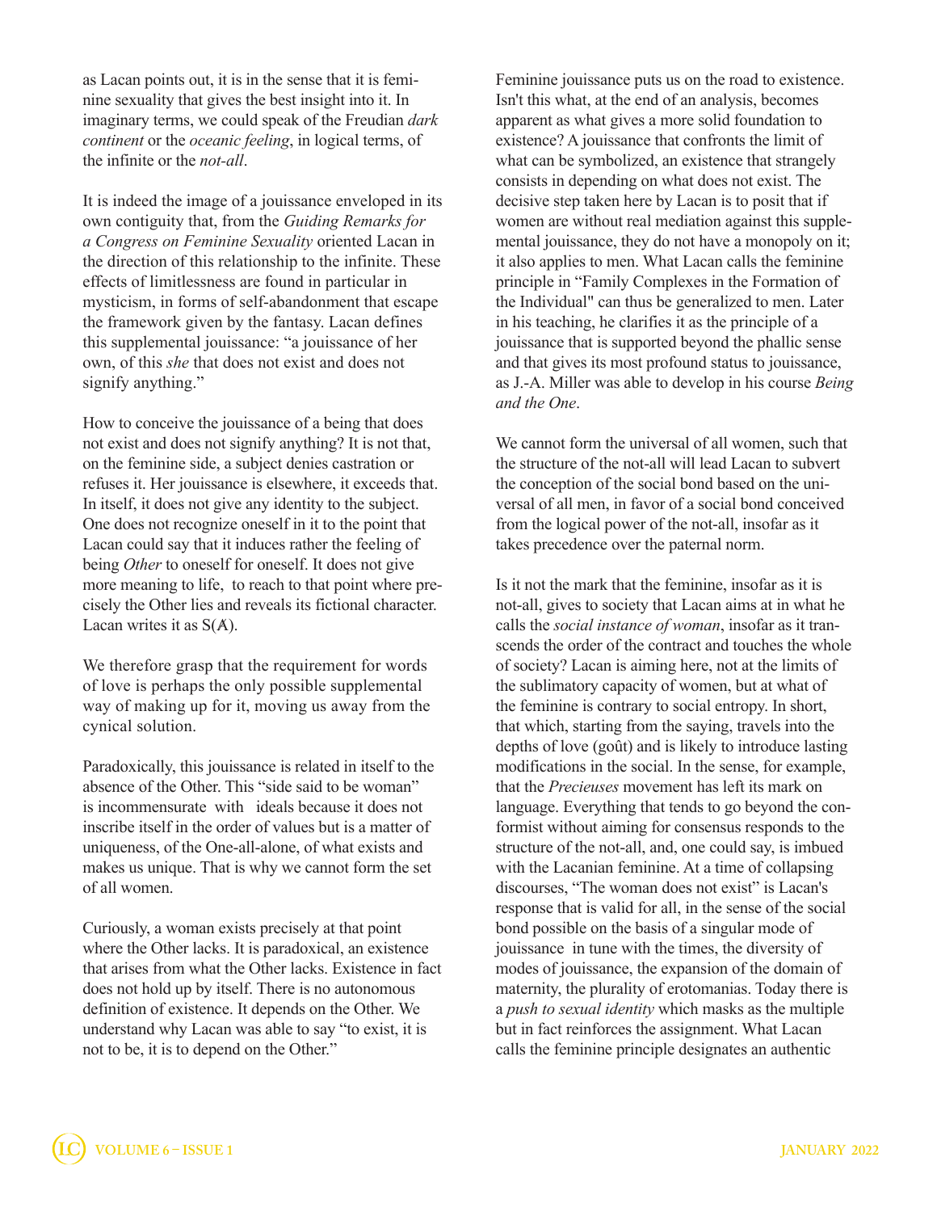as Lacan points out, it is in the sense that it is feminine sexuality that gives the best insight into it. In imaginary terms, we could speak of the Freudian *dark continent* or the *oceanic feeling*, in logical terms, of the infinite or the *not-all*.

It is indeed the image of a jouissance enveloped in its own contiguity that, from the *Guiding Remarks for a Congress on Feminine Sexuality* oriented Lacan in the direction of this relationship to the infinite. These effects of limitlessness are found in particular in mysticism, in forms of self-abandonment that escape the framework given by the fantasy. Lacan defines this supplemental jouissance: "a jouissance of her own, of this *she* that does not exist and does not signify anything."

How to conceive the jouissance of a being that does not exist and does not signify anything? It is not that, on the feminine side, a subject denies castration or refuses it. Her jouissance is elsewhere, it exceeds that. In itself, it does not give any identity to the subject. One does not recognize oneself in it to the point that Lacan could say that it induces rather the feeling of being *Other* to oneself for oneself. It does not give more meaning to life, to reach to that point where precisely the Other lies and reveals its fictional character. Lacan writes it as S(Ⱥ).

We therefore grasp that the requirement for words of love is perhaps the only possible supplemental way of making up for it, moving us away from the cynical solution.

Paradoxically, this jouissance is related in itself to the absence of the Other. This "side said to be woman" is incommensurate with ideals because it does not inscribe itself in the order of values but is a matter of uniqueness, of the One-all-alone, of what exists and makes us unique. That is why we cannot form the set of all women.

Curiously, a woman exists precisely at that point where the Other lacks. It is paradoxical, an existence that arises from what the Other lacks. Existence in fact does not hold up by itself. There is no autonomous definition of existence. It depends on the Other. We understand why Lacan was able to say "to exist, it is not to be, it is to depend on the Other."

Feminine jouissance puts us on the road to existence. Isn't this what, at the end of an analysis, becomes apparent as what gives a more solid foundation to existence? A jouissance that confronts the limit of what can be symbolized, an existence that strangely consists in depending on what does not exist. The decisive step taken here by Lacan is to posit that if women are without real mediation against this supplemental jouissance, they do not have a monopoly on it; it also applies to men. What Lacan calls the feminine principle in "Family Complexes in the Formation of the Individual" can thus be generalized to men. Later in his teaching, he clarifies it as the principle of a jouissance that is supported beyond the phallic sense and that gives its most profound status to jouissance, as J.-A. Miller was able to develop in his course *Being and the One*.

We cannot form the universal of all women, such that the structure of the not-all will lead Lacan to subvert the conception of the social bond based on the universal of all men, in favor of a social bond conceived from the logical power of the not-all, insofar as it takes precedence over the paternal norm.

Is it not the mark that the feminine, insofar as it is not-all, gives to society that Lacan aims at in what he calls the *social instance of woman*, insofar as it transcends the order of the contract and touches the whole of society? Lacan is aiming here, not at the limits of the sublimatory capacity of women, but at what of the feminine is contrary to social entropy. In short, that which, starting from the saying, travels into the depths of love (goût) and is likely to introduce lasting modifications in the social. In the sense, for example, that the *Precieuses* movement has left its mark on language. Everything that tends to go beyond the conformist without aiming for consensus responds to the structure of the not-all, and, one could say, is imbued with the Lacanian feminine. At a time of collapsing discourses, "The woman does not exist" is Lacan's response that is valid for all, in the sense of the social bond possible on the basis of a singular mode of jouissance in tune with the times, the diversity of modes of jouissance, the expansion of the domain of maternity, the plurality of erotomanias. Today there is a *push to sexual identity* which masks as the multiple but in fact reinforces the assignment. What Lacan calls the feminine principle designates an authentic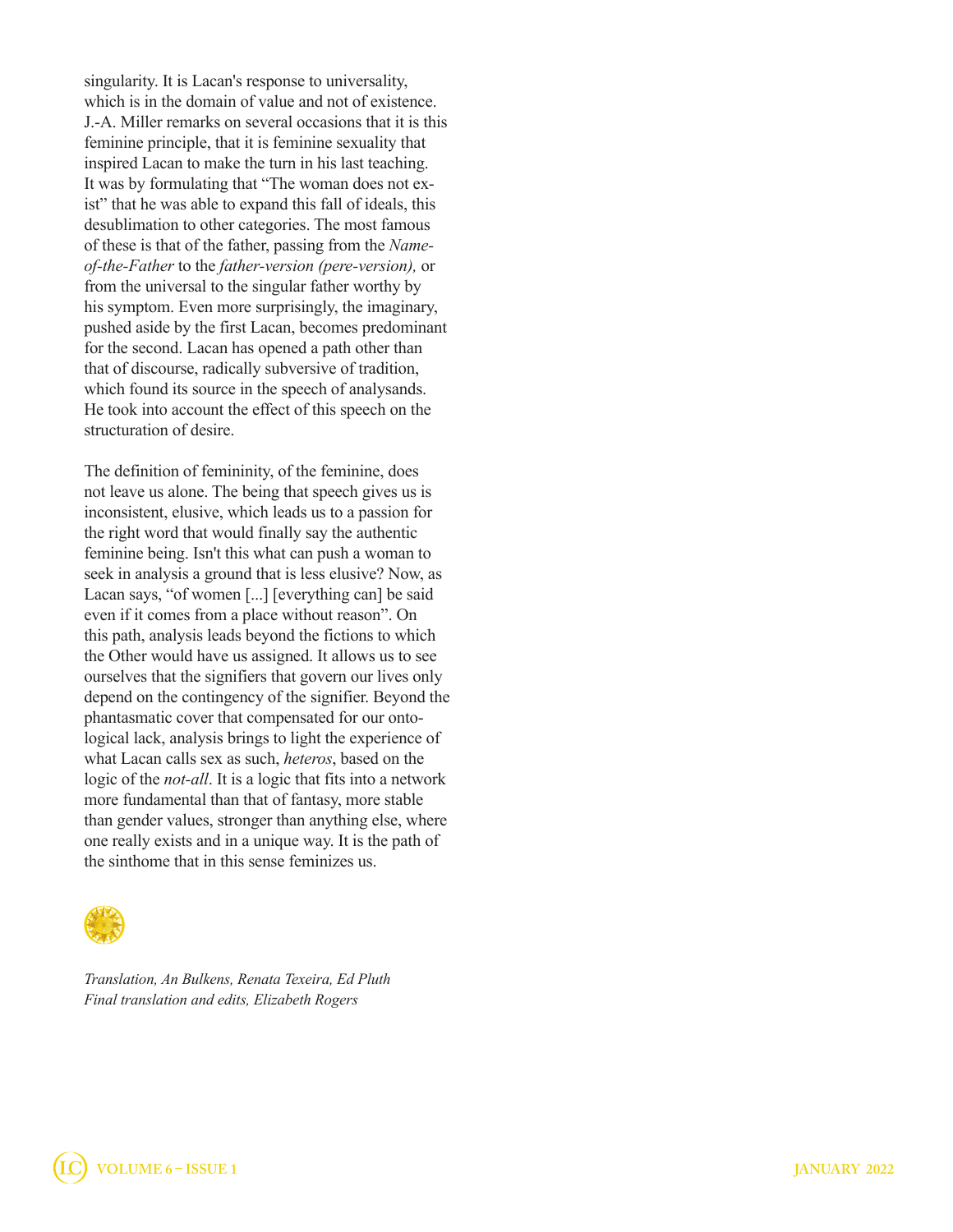singularity. It is Lacan's response to universality, which is in the domain of value and not of existence. J.-A. Miller remarks on several occasions that it is this feminine principle, that it is feminine sexuality that inspired Lacan to make the turn in his last teaching. It was by formulating that "The woman does not exist" that he was able to expand this fall of ideals, this desublimation to other categories. The most famous of these is that of the father, passing from the *Name-of-the-Father* to the *father-version (pere-version),* or from the universal to the singular father worthy by his symptom. Even more surprisingly, the imaginary, pushed aside by the first Lacan, becomes predominant for the second. Lacan has opened a path other than that of discourse, radically subversive of tradition, which found its source in the speech of analysands. He took into account the effect of this speech on the structuration of desire.

The definition of femininity, of the feminine, does not leave us alone. The being that speech gives us is inconsistent, elusive, which leads us to a passion for the right word that would finally say the authentic feminine being. Isn't this what can push a woman to seek in analysis a ground that is less elusive? Now, as Lacan says, "of women [...] [everything can] be said even if it comes from a place without reason". On this path, analysis leads beyond the fictions to which the Other would have us assigned. It allows us to see ourselves that the signifiers that govern our lives only depend on the contingency of the signifier. Beyond the phantasmatic cover that compensated for our ontological lack, analysis brings to light the experience of what Lacan calls sex as such, *heteros*, based on the logic of the *not-all*. It is a logic that fits into a network more fundamental than that of fantasy, more stable than gender values, stronger than anything else, where one really exists and in a unique way. It is the path of the sinthome that in this sense feminizes us.

*Translation, An Bulkens, Renata Texeira, Ed Pluth*
*Final translation and edits, Elizabeth Rogers*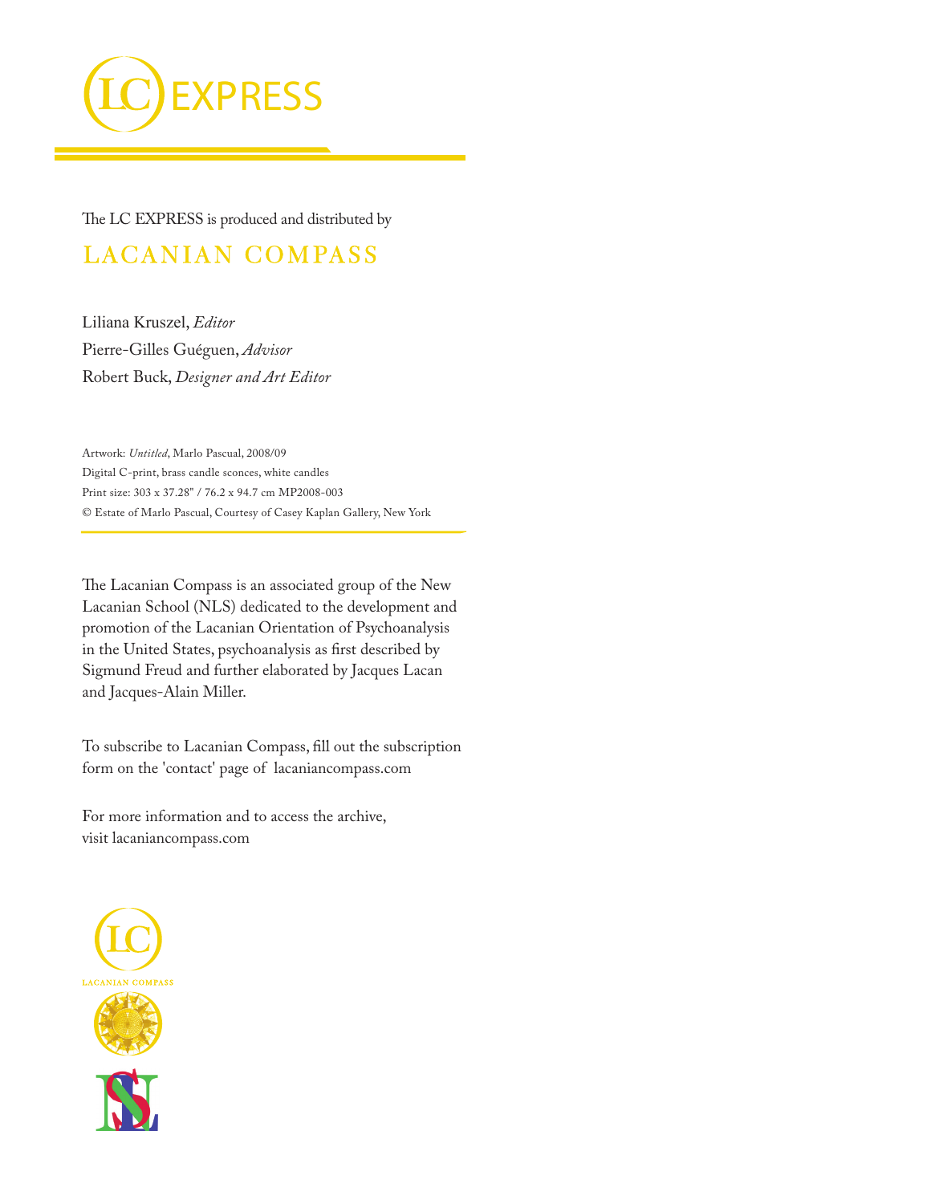# LC EXPRESS

The LC EXPRESS is produced and distributed by

## LACANIAN COMPASS

Liliana Kruszel, *Editor*
Pierre-Gilles Guéguen, *Advisor*
Robert Buck, *Designer and Art Editor*

Artwork: *Untitled*, Marlo Pascual, 2008/09
Digital C-print, brass candle sconces, white candles
Print size: 303 x 37.28" / 76.2 x 94.7 cm MP2008-003
© Estate of Marlo Pascual, Courtesy of Casey Kaplan Gallery, New York

The Lacanian Compass is an associated group of the New Lacanian School (NLS) dedicated to the development and promotion of the Lacanian Orientation of Psychoanalysis in the United States, psychoanalysis as first described by Sigmund Freud and further elaborated by Jacques Lacan and Jacques-Alain Miller.

To subscribe to Lacanian Compass, fill out the subscription form on the 'contact' page of lacaniancompass.com

For more information and to access the archive, visit lacaniancompass.com

LACANIAN COMPASS